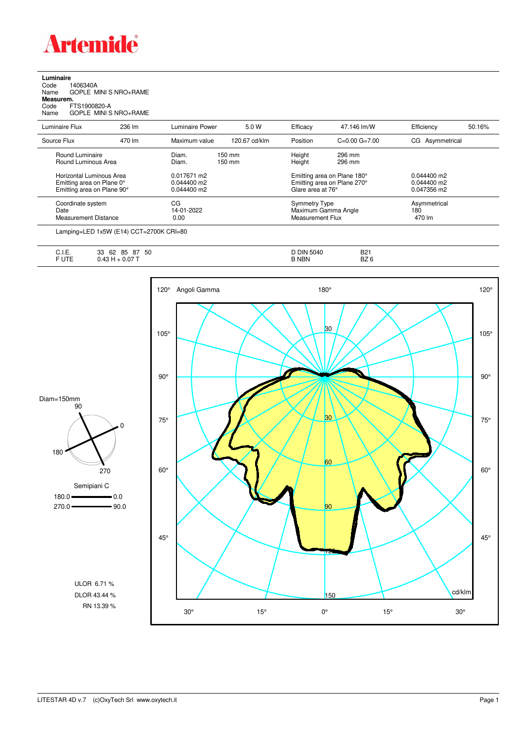**Luminaire**

Code 1406340A

Name GOPLE MINI S NRO+RAME

**Measurem.**

Code FTS1900820-A

Name GOPLE MINI S NRO+RAME

| Luminaire Flux | 236 lm | Luminaire Power | 5.0 W | Efficacy | 47.146 lm/W | Efficiency | 50.16% |
|---|---|---|---|---|---|---|---|
| Source Flux | 470 lm | Maximum value | 120.67 cd/klm | Position | C=0.00 G=7.00 | CG Asymmetrical | |

| | | | |
|---|---|---|---|
| Round Luminaire | Diam. 150 mm | Height 296 mm | |
| Round Luminous Area | Diam. 150 mm | Height 296 mm | |
| Horizontal Luminous Area | 0.017671 m2 | Emitting area on Plane 180° | 0.044400 m2 |
| Emitting area on Plane 0° | 0.044400 m2 | Emitting area on Plane 270° | 0.044400 m2 |
| Emitting area on Plane 90° | 0.044400 m2 | Glare area at 76° | 0.047356 m2 |
| Coordinate system | CG | Symmetry Type | Asymmetrical |
| Date | 14-01-2022 | Maximum Gamma Angle | 180 |
| Measurement Distance | 0.00 | Measurement Flux | 470 lm |

Lamping=LED 1x5W (E14) CCT=2700K CRI=80

| | | | |
|---|---|---|---|
| C.I.E. | 33 62 85 87 50 | D DIN 5040 | B21 |
| F UTE | 0.43 H + 0.07 T | B NBN | BZ 6 |

Diam=150mm

Semipiani C

180.0 — 0.0

270.0 — 90.0

ULOR 6.71 %

DLOR 43.44 %

RN 13.39 %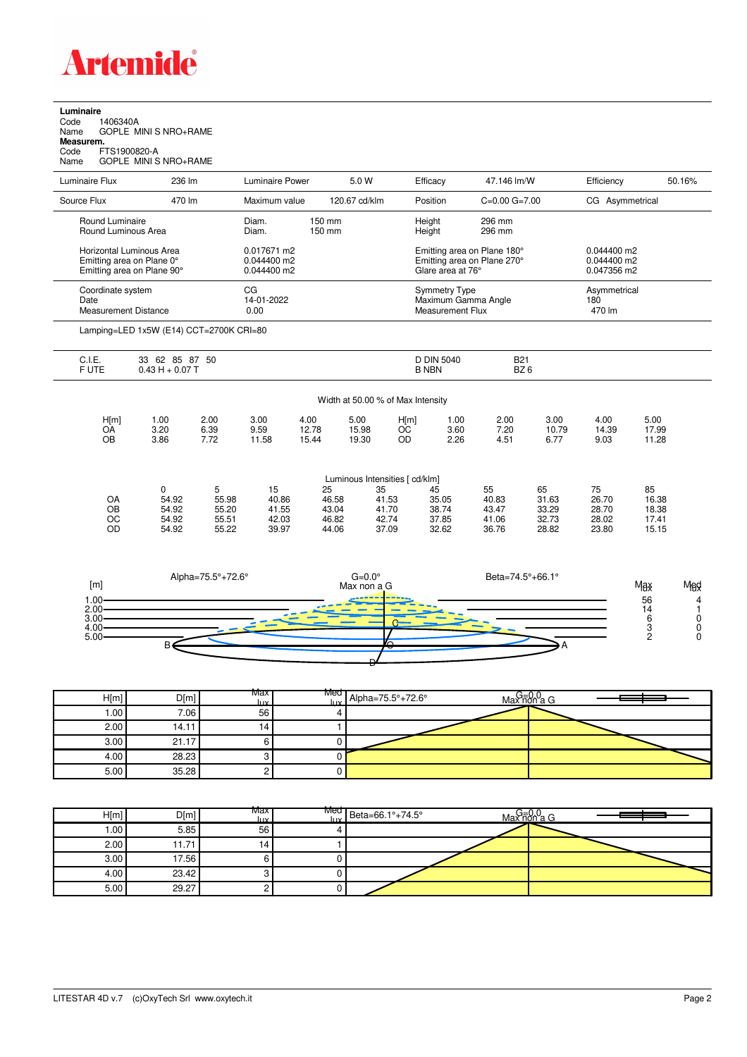# Artemide

**Luminaire**
Code 1406340A
Name GOPLE MINI S NRO+RAME
**Measurem.**
Code FTS1900820-A
Name GOPLE MINI S NRO+RAME

| | | | | | | | |
|---|---|---|---|---|---|---|---|
| Luminaire Flux | 236 lm | Luminaire Power | 5.0 W | Efficacy | 47.146 lm/W | Efficiency | 50.16% |
| Source Flux | 470 lm | Maximum value | 120.67 cd/klm | Position | C=0.00 G=7.00 | CG | Asymmetrical |

| | | | | | |
|---|---|---|---|---|---|
| Round Luminaire | Diam. | 150 mm | Height | 296 mm | |
| Round Luminous Area | Diam. | 150 mm | Height | 296 mm | |
| Horizontal Luminous Area | 0.017671 m2 | | Emitting area on Plane 180° | | 0.044400 m2 |
| Emitting area on Plane 0° | 0.044400 m2 | | Emitting area on Plane 270° | | 0.044400 m2 |
| Emitting area on Plane 90° | 0.044400 m2 | | Glare area at 76° | | 0.047356 m2 |

| | | | |
|---|---|---|---|
| Coordinate system | CG | Symmetry Type | Asymmetrical |
| Date | 14-01-2022 | Maximum Gamma Angle | 180 |
| Measurement Distance | 0.00 | Measurement Flux | 470 lm |

Lamping=LED 1x5W (E14) CCT=2700K CRI=80

| | | | |
|---|---|---|---|
| C.I.E. | 33 62 85 87 50 | D DIN 5040 | B21 |
| F UTE | 0.43 H + 0.07 T | B NBN | BZ 6 |

Width at 50.00 % of Max Intensity

| H[m] | 1.00 | 2.00 | 3.00 | 4.00 | 5.00 | H[m] | 1.00 | 2.00 | 3.00 | 4.00 | 5.00 |
|---|---|---|---|---|---|---|---|---|---|---|---|
| OA | 3.20 | 6.39 | 9.59 | 12.78 | 15.98 | OC | 3.60 | 7.20 | 10.79 | 14.39 | 17.99 |
| OB | 3.86 | 7.72 | 11.58 | 15.44 | 19.30 | OD | 2.26 | 4.51 | 6.77 | 9.03 | 11.28 |

Luminous Intensities [ cd/klm]

| | 0 | 5 | 15 | 25 | 35 | 45 | 55 | 65 | 75 | 85 |
|---|---|---|---|---|---|---|---|---|---|---|
| OA | 54.92 | 55.98 | 40.86 | 46.58 | 41.53 | 35.05 | 40.83 | 31.63 | 26.70 | 16.38 |
| OB | 54.92 | 55.20 | 41.55 | 43.04 | 41.70 | 38.74 | 43.47 | 33.29 | 28.70 | 18.38 |
| OC | 54.92 | 55.51 | 42.03 | 46.82 | 42.74 | 37.85 | 41.06 | 32.73 | 28.02 | 17.41 |
| OD | 54.92 | 55.22 | 39.97 | 44.06 | 37.09 | 32.62 | 36.76 | 28.82 | 23.80 | 15.15 |

[m]
Alpha=75.5°+72.6°
G=0.0°
Max non a G
Beta=74.5°+66.1°
Max lux
Med lux
1.00 2.00 3.00 4.00 5.00
56 14 6 3 2
4 1 0 0 0
B C A D

| H[m] | D[m] | Max lux | Med lux | Alpha=75.5°+72.6° |
|---|---|---|---|---|
| 1.00 | 7.06 | 56 | 4 | |
| 2.00 | 14.11 | 14 | 1 | |
| 3.00 | 21.17 | 6 | 0 | |
| 4.00 | 28.23 | 3 | 0 | |
| 5.00 | 35.28 | 2 | 0 | |

G=0.0
Max non a G

| H[m] | D[m] | Max lux | Med lux | Beta=66.1°+74.5° |
|---|---|---|---|---|
| 1.00 | 5.85 | 56 | 4 | |
| 2.00 | 11.71 | 14 | 1 | |
| 3.00 | 17.56 | 6 | 0 | |
| 4.00 | 23.42 | 3 | 0 | |
| 5.00 | 29.27 | 2 | 0 | |

G=0.0
Max non a G

LITESTAR 4D v.7 (c)OxyTech Srl www.oxytech.it